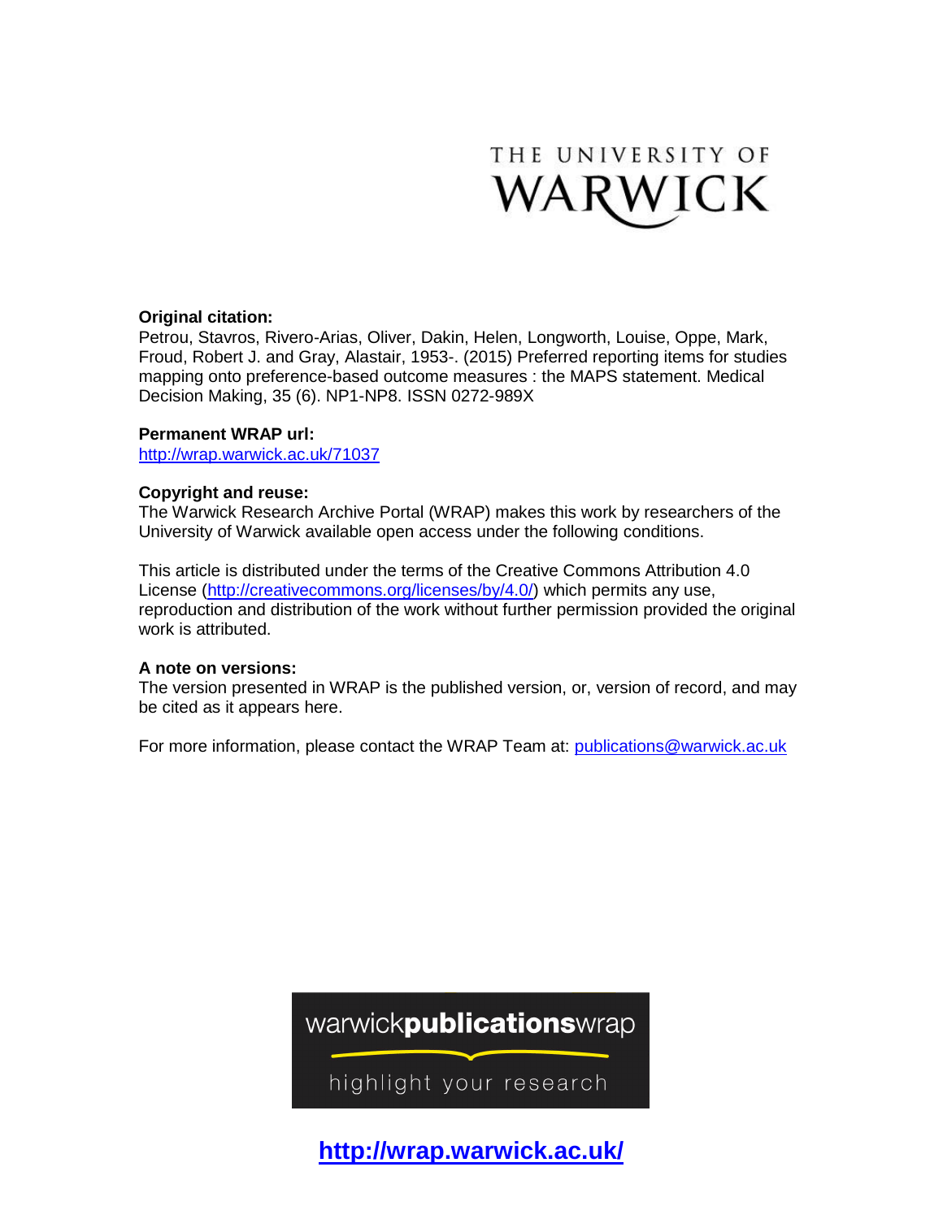THE UNIVERSITY OF WARWICK

**Original citation:**
Petrou, Stavros, Rivero-Arias, Oliver, Dakin, Helen, Longworth, Louise, Oppe, Mark, Froud, Robert J. and Gray, Alastair, 1953-. (2015) Preferred reporting items for studies mapping onto preference-based outcome measures : the MAPS statement. Medical Decision Making, 35 (6). NP1-NP8. ISSN 0272-989X

**Permanent WRAP url:**
http://wrap.warwick.ac.uk/71037

**Copyright and reuse:**
The Warwick Research Archive Portal (WRAP) makes this work by researchers of the University of Warwick available open access under the following conditions.

This article is distributed under the terms of the Creative Commons Attribution 4.0 License (http://creativecommons.org/licenses/by/4.0/) which permits any use, reproduction and distribution of the work without further permission provided the original work is attributed.

**A note on versions:**
The version presented in WRAP is the published version, or, version of record, and may be cited as it appears here.

For more information, please contact the WRAP Team at: publications@warwick.ac.uk

warwick**publications**wrap

highlight your research

**http://wrap.warwick.ac.uk/**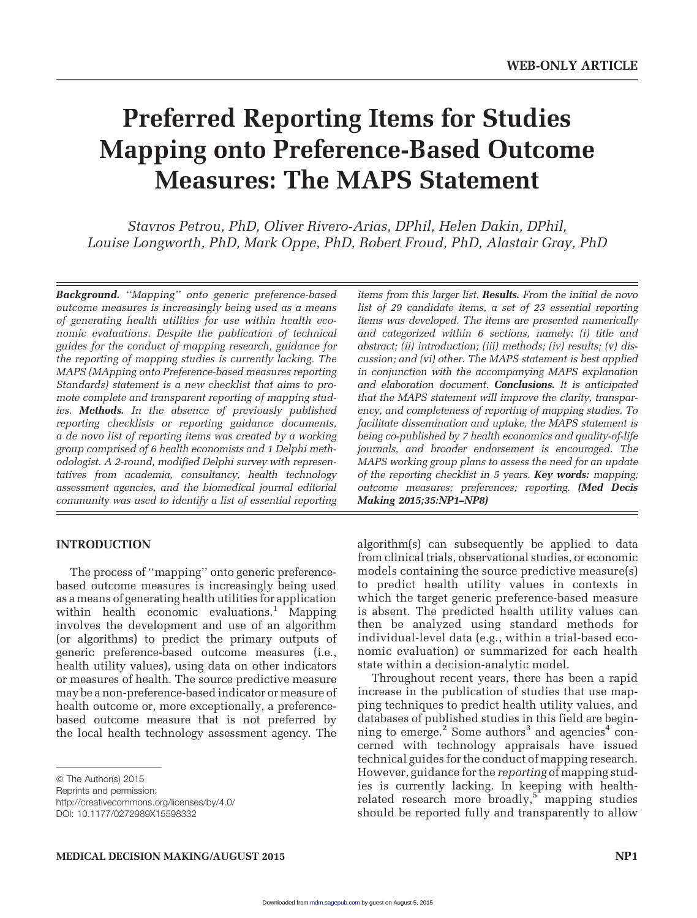WEB-ONLY ARTICLE

# Preferred Reporting Items for Studies Mapping onto Preference-Based Outcome Measures: The MAPS Statement

*Stavros Petrou, PhD, Oliver Rivero-Arias, DPhil, Helen Dakin, DPhil, Louise Longworth, PhD, Mark Oppe, PhD, Robert Froud, PhD, Alastair Gray, PhD*

***Background.*** *''Mapping'' onto generic preference-based outcome measures is increasingly being used as a means of generating health utilities for use within health economic evaluations. Despite the publication of technical guides for the conduct of mapping research, guidance for the reporting of mapping studies is currently lacking. The MAPS (MApping onto Preference-based measures reporting Standards) statement is a new checklist that aims to promote complete and transparent reporting of mapping studies.* ***Methods.*** *In the absence of previously published reporting checklists or reporting guidance documents, a de novo list of reporting items was created by a working group comprised of 6 health economists and 1 Delphi methodologist. A 2-round, modified Delphi survey with representatives from academia, consultancy, health technology assessment agencies, and the biomedical journal editorial community was used to identify a list of essential reporting items from this larger list.* ***Results.*** *From the initial de novo list of 29 candidate items, a set of 23 essential reporting items was developed. The items are presented numerically and categorized within 6 sections, namely: (i) title and abstract; (ii) introduction; (iii) methods; (iv) results; (v) discussion; and (vi) other. The MAPS statement is best applied in conjunction with the accompanying MAPS explanation and elaboration document.* ***Conclusions.*** *It is anticipated that the MAPS statement will improve the clarity, transparency, and completeness of reporting of mapping studies. To facilitate dissemination and uptake, the MAPS statement is being co-published by 7 health economics and quality-of-life journals, and broader endorsement is encouraged. The MAPS working group plans to assess the need for an update of the reporting checklist in 5 years.* ***Key words:*** *mapping; outcome measures; preferences; reporting.* ***(Med Decis Making 2015;35:NP1–NP8)***

## INTRODUCTION

The process of ''mapping'' onto generic preference-based outcome measures is increasingly being used as a means of generating health utilities for application within health economic evaluations.[1] Mapping involves the development and use of an algorithm (or algorithms) to predict the primary outputs of generic preference-based outcome measures (i.e., health utility values), using data on other indicators or measures of health. The source predictive measure may be a non-preference-based indicator or measure of health outcome or, more exceptionally, a preference-based outcome measure that is not preferred by the local health technology assessment agency. The algorithm(s) can subsequently be applied to data from clinical trials, observational studies, or economic models containing the source predictive measure(s) to predict health utility values in contexts in which the target generic preference-based measure is absent. The predicted health utility values can then be analyzed using standard methods for individual-level data (e.g., within a trial-based economic evaluation) or summarized for each health state within a decision-analytic model.

Throughout recent years, there has been a rapid increase in the publication of studies that use mapping techniques to predict health utility values, and databases of published studies in this field are beginning to emerge.[2] Some authors[3] and agencies[4] concerned with technology appraisals have issued technical guides for the conduct of mapping research. However, guidance for the *reporting* of mapping studies is currently lacking. In keeping with health-related research more broadly,[5] mapping studies should be reported fully and transparently to allow

© The Author(s) 2015
Reprints and permission:
http://creativecommons.org/licenses/by/4.0/
DOI: 10.1177/0272989X15598332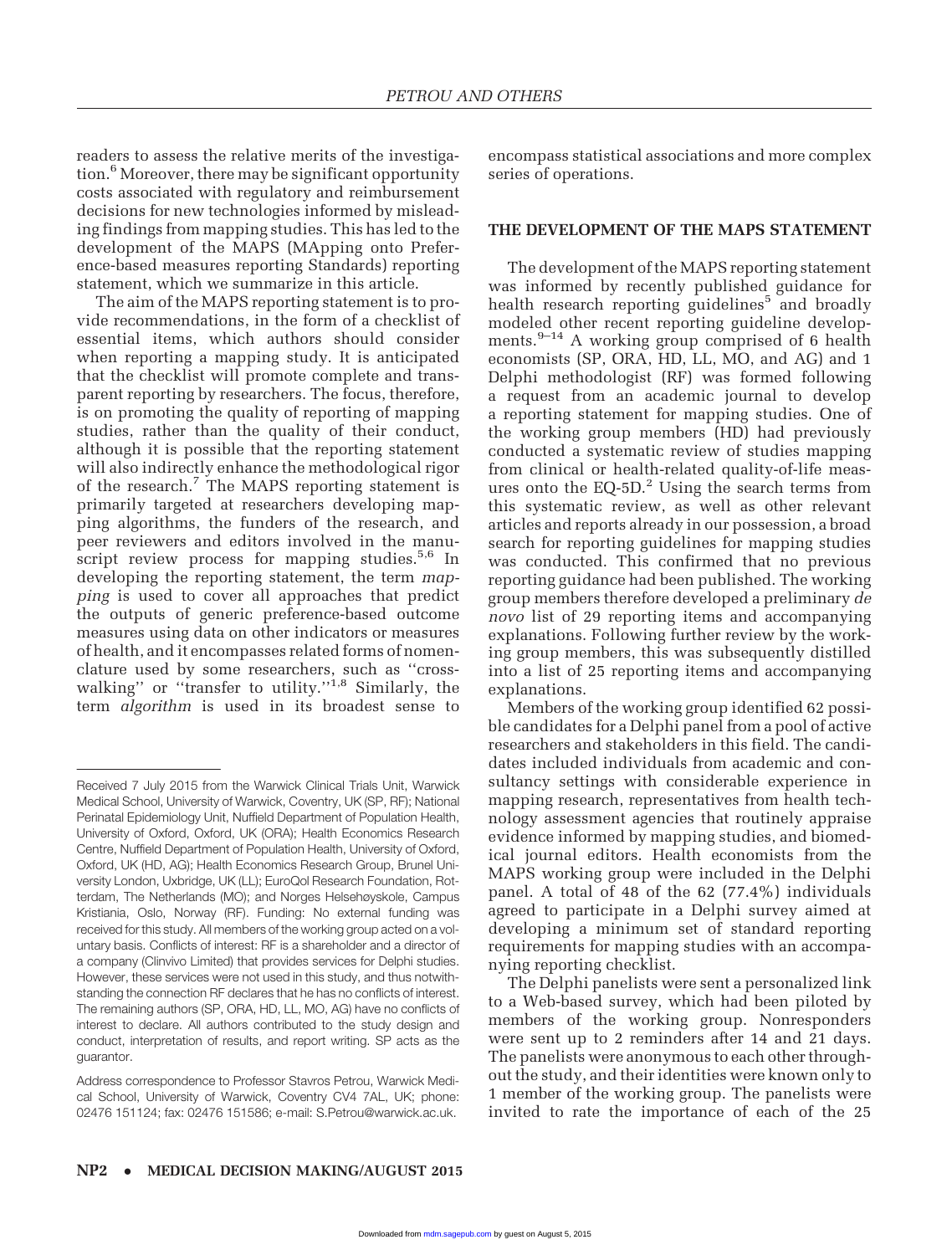readers to assess the relative merits of the investigation.[6] Moreover, there may be significant opportunity costs associated with regulatory and reimbursement decisions for new technologies informed by misleading findings from mapping studies. This has led to the development of the MAPS (MApping onto Preference-based measures reporting Standards) reporting statement, which we summarize in this article.

The aim of the MAPS reporting statement is to provide recommendations, in the form of a checklist of essential items, which authors should consider when reporting a mapping study. It is anticipated that the checklist will promote complete and transparent reporting by researchers. The focus, therefore, is on promoting the quality of reporting of mapping studies, rather than the quality of their conduct, although it is possible that the reporting statement will also indirectly enhance the methodological rigor of the research.[7] The MAPS reporting statement is primarily targeted at researchers developing mapping algorithms, the funders of the research, and peer reviewers and editors involved in the manuscript review process for mapping studies.[5,6] In developing the reporting statement, the term *mapping* is used to cover all approaches that predict the outputs of generic preference-based outcome measures using data on other indicators or measures of health, and it encompasses related forms of nomenclature used by some researchers, such as ''crosswalking'' or ''transfer to utility.''[1,8] Similarly, the term *algorithm* is used in its broadest sense to encompass statistical associations and more complex series of operations.

## THE DEVELOPMENT OF THE MAPS STATEMENT

The development of the MAPS reporting statement was informed by recently published guidance for health research reporting guidelines[5] and broadly modeled other recent reporting guideline developments.[9–14] A working group comprised of 6 health economists (SP, ORA, HD, LL, MO, and AG) and 1 Delphi methodologist (RF) was formed following a request from an academic journal to develop a reporting statement for mapping studies. One of the working group members (HD) had previously conducted a systematic review of studies mapping from clinical or health-related quality-of-life measures onto the EQ-5D.[2] Using the search terms from this systematic review, as well as other relevant articles and reports already in our possession, a broad search for reporting guidelines for mapping studies was conducted. This confirmed that no previous reporting guidance had been published. The working group members therefore developed a preliminary *de novo* list of 29 reporting items and accompanying explanations. Following further review by the working group members, this was subsequently distilled into a list of 25 reporting items and accompanying explanations.

Members of the working group identified 62 possible candidates for a Delphi panel from a pool of active researchers and stakeholders in this field. The candidates included individuals from academic and consultancy settings with considerable experience in mapping research, representatives from health technology assessment agencies that routinely appraise evidence informed by mapping studies, and biomedical journal editors. Health economists from the MAPS working group were included in the Delphi panel. A total of 48 of the 62 (77.4%) individuals agreed to participate in a Delphi survey aimed at developing a minimum set of standard reporting requirements for mapping studies with an accompanying reporting checklist.

The Delphi panelists were sent a personalized link to a Web-based survey, which had been piloted by members of the working group. Nonresponders were sent up to 2 reminders after 14 and 21 days. The panelists were anonymous to each other throughout the study, and their identities were known only to 1 member of the working group. The panelists were invited to rate the importance of each of the 25

---

Received 7 July 2015 from the Warwick Clinical Trials Unit, Warwick Medical School, University of Warwick, Coventry, UK (SP, RF); National Perinatal Epidemiology Unit, Nuffield Department of Population Health, University of Oxford, Oxford, UK (ORA); Health Economics Research Centre, Nuffield Department of Population Health, University of Oxford, Oxford, UK (HD, AG); Health Economics Research Group, Brunel University London, Uxbridge, UK (LL); EuroQol Research Foundation, Rotterdam, The Netherlands (MO); and Norges Helsehøyskole, Campus Kristiania, Oslo, Norway (RF). Funding: No external funding was received for this study. All members of the working group acted on a voluntary basis. Conflicts of interest: RF is a shareholder and a director of a company (Clinvivo Limited) that provides services for Delphi studies. However, these services were not used in this study, and thus notwithstanding the connection RF declares that he has no conflicts of interest. The remaining authors (SP, ORA, HD, LL, MO, AG) have no conflicts of interest to declare. All authors contributed to the study design and conduct, interpretation of results, and report writing. SP acts as the guarantor.

Address correspondence to Professor Stavros Petrou, Warwick Medical School, University of Warwick, Coventry CV4 7AL, UK; phone: 02476 151124; fax: 02476 151586; e-mail: S.Petrou@warwick.ac.uk.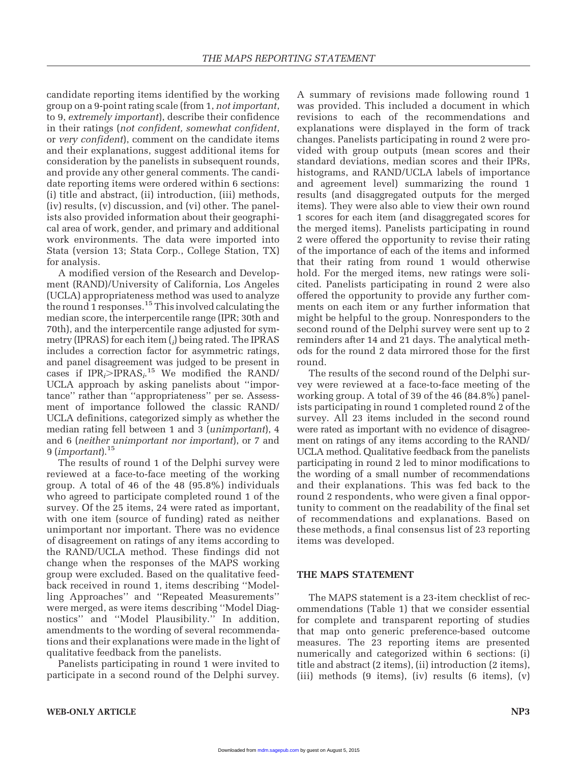candidate reporting items identified by the working group on a 9-point rating scale (from 1, *not important*, to 9, *extremely important*), describe their confidence in their ratings (*not confident, somewhat confident*, or *very confident*), comment on the candidate items and their explanations, suggest additional items for consideration by the panelists in subsequent rounds, and provide any other general comments. The candidate reporting items were ordered within 6 sections: (i) title and abstract, (ii) introduction, (iii) methods, (iv) results, (v) discussion, and (vi) other. The panelists also provided information about their geographical area of work, gender, and primary and additional work environments. The data were imported into Stata (version 13; Stata Corp., College Station, TX) for analysis.

A modified version of the Research and Development (RAND)/University of California, Los Angeles (UCLA) appropriateness method was used to analyze the round 1 responses.[15] This involved calculating the median score, the interpercentile range (IPR; 30th and 70th), and the interpercentile range adjusted for symmetry (IPRAS) for each item ($_i$) being rated. The IPRAS includes a correction factor for asymmetric ratings, and panel disagreement was judged to be present in cases if $IPR_i > IPRAS_i$.[15] We modified the RAND/UCLA approach by asking panelists about ''importance'' rather than ''appropriateness'' per se. Assessment of importance followed the classic RAND/UCLA definitions, categorized simply as whether the median rating fell between 1 and 3 (*unimportant*), 4 and 6 (*neither unimportant nor important*), or 7 and 9 (*important*).[15]

The results of round 1 of the Delphi survey were reviewed at a face-to-face meeting of the working group. A total of 46 of the 48 (95.8%) individuals who agreed to participate completed round 1 of the survey. Of the 25 items, 24 were rated as important, with one item (source of funding) rated as neither unimportant nor important. There was no evidence of disagreement on ratings of any items according to the RAND/UCLA method. These findings did not change when the responses of the MAPS working group were excluded. Based on the qualitative feedback received in round 1, items describing ''Modelling Approaches'' and ''Repeated Measurements'' were merged, as were items describing ''Model Diagnostics'' and ''Model Plausibility.'' In addition, amendments to the wording of several recommendations and their explanations were made in the light of qualitative feedback from the panelists.

Panelists participating in round 1 were invited to participate in a second round of the Delphi survey. A summary of revisions made following round 1 was provided. This included a document in which revisions to each of the recommendations and explanations were displayed in the form of track changes. Panelists participating in round 2 were provided with group outputs (mean scores and their standard deviations, median scores and their IPRs, histograms, and RAND/UCLA labels of importance and agreement level) summarizing the round 1 results (and disaggregated outputs for the merged items). They were also able to view their own round 1 scores for each item (and disaggregated scores for the merged items). Panelists participating in round 2 were offered the opportunity to revise their rating of the importance of each of the items and informed that their rating from round 1 would otherwise hold. For the merged items, new ratings were solicited. Panelists participating in round 2 were also offered the opportunity to provide any further comments on each item or any further information that might be helpful to the group. Nonresponders to the second round of the Delphi survey were sent up to 2 reminders after 14 and 21 days. The analytical methods for the round 2 data mirrored those for the first round.

The results of the second round of the Delphi survey were reviewed at a face-to-face meeting of the working group. A total of 39 of the 46 (84.8%) panelists participating in round 1 completed round 2 of the survey. All 23 items included in the second round were rated as important with no evidence of disagreement on ratings of any items according to the RAND/UCLA method. Qualitative feedback from the panelists participating in round 2 led to minor modifications to the wording of a small number of recommendations and their explanations. This was fed back to the round 2 respondents, who were given a final opportunity to comment on the readability of the final set of recommendations and explanations. Based on these methods, a final consensus list of 23 reporting items was developed.

## THE MAPS STATEMENT

The MAPS statement is a 23-item checklist of recommendations (Table 1) that we consider essential for complete and transparent reporting of studies that map onto generic preference-based outcome measures. The 23 reporting items are presented numerically and categorized within 6 sections: (i) title and abstract (2 items), (ii) introduction (2 items), (iii) methods (9 items), (iv) results (6 items), (v)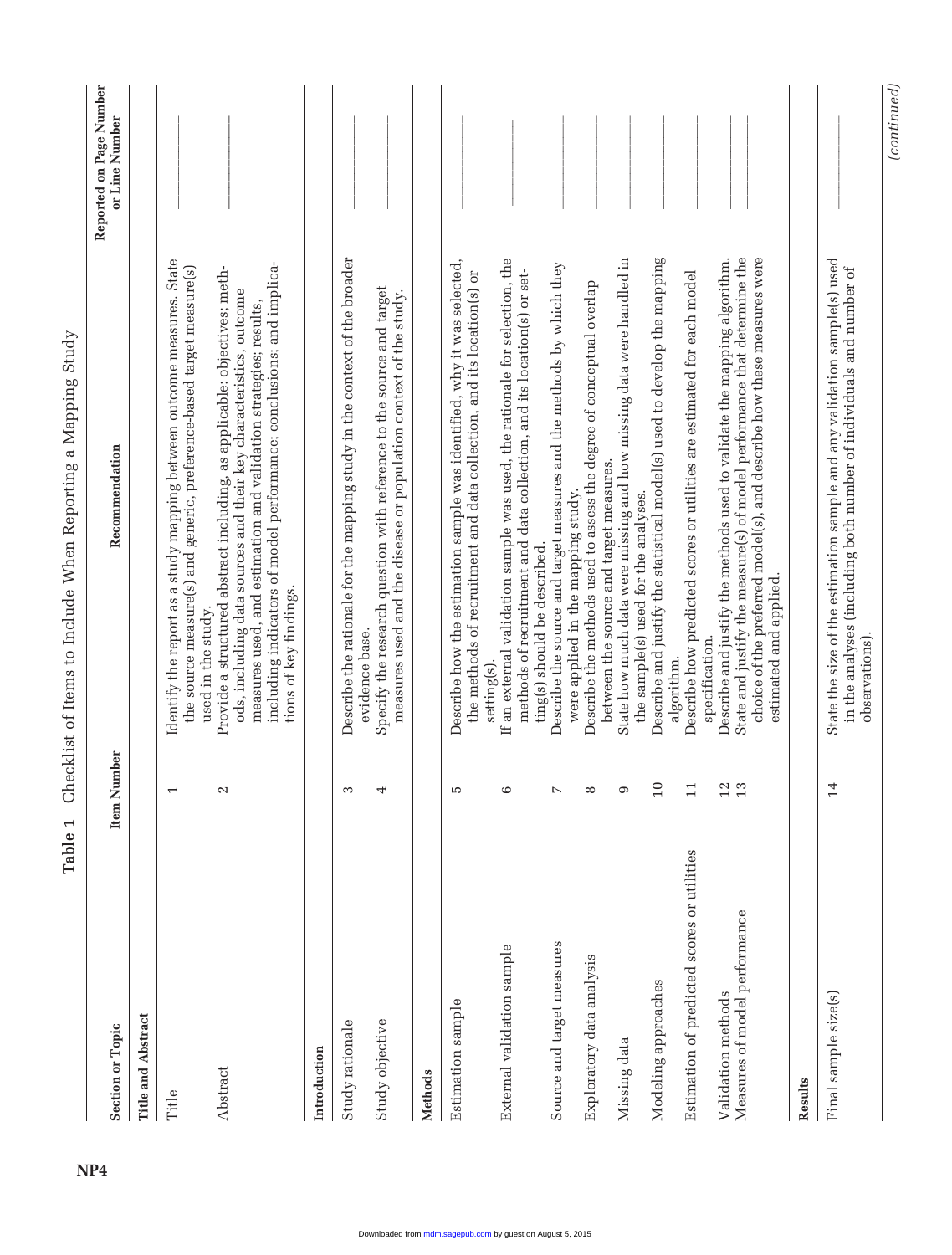**Table 1** Checklist of Items to Include When Reporting a Mapping Study

| Section or Topic | Item Number | Recommendation | Reported on Page Number or Line Number |
|---|---|---|---|
| **Title and Abstract** | | | |
| Title | 1 | Identify the report as a study mapping between outcome measures. State the source measure(s) and generic, preference-based target measure(s) used in the study. | ________ |
| Abstract | 2 | Provide a structured abstract including, as applicable: objectives; methods, including data sources and their key characteristics, outcome measures used, and estimation and validation strategies; results, including indicators of model performance; conclusions; and implications of key findings. | ________ |
| **Introduction** | | | |
| Study rationale | 3 | Describe the rationale for the mapping study in the context of the broader evidence base. | ________ |
| Study objective | 4 | Specify the research question with reference to the source and target measures used and the disease or population context of the study. | ________ |
| **Methods** | | | |
| Estimation sample | 5 | Describe how the estimation sample was identified, why it was selected, the methods of recruitment and data collection, and its location(s) or setting(s). | ________ |
| External validation sample | 6 | If an external validation sample was used, the rationale for selection, the methods of recruitment and data collection, and its location(s) or setting(s) should be described. | ________ |
| Source and target measures | 7 | Describe the source and target measures and the methods by which they were applied in the mapping study. | ________ |
| Exploratory data analysis | 8 | Describe the methods used to assess the degree of conceptual overlap between the source and target measures. | ________ |
| Missing data | 9 | State how much data were missing and how missing data were handled in the sample(s) used for the analyses. | ________ |
| Modeling approaches | 10 | Describe and justify the statistical model(s) used to develop the mapping algorithm. | ________ |
| Estimation of predicted scores or utilities | 11 | Describe how predicted scores or utilities are estimated for each model specification. | ________ |
| Validation methods | 12 | Describe and justify the methods used to validate the mapping algorithm. | ________ |
| Measures of model performance | 13 | State and justify the measure(s) of model performance that determine the choice of the preferred model(s), and describe how these measures were estimated and applied. | ________ |
| **Results** | | | |
| Final sample size(s) | 14 | State the size of the estimation sample and any validation sample(s) used in the analyses (including both number of individuals and number of observations). | ________ |

*(continued)*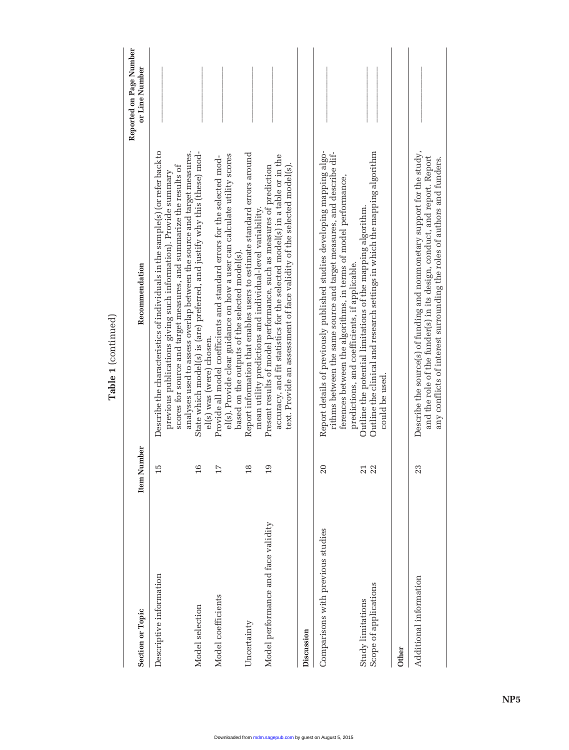**Table 1** (continued)

| Section or Topic | Item Number | Recommendation | Reported on Page Number or Line Number |
|---|---|---|---|
| Descriptive information | 15 | Describe the characteristics of individuals in the sample(s) (or refer back to previous publications giving such information). Provide summary scores for source and target measures, and summarize the results of analyses used to assess overlap between the source and target measures. | ________ |
| Model selection | 16 | State which model(s) is (are) preferred, and justify why this (these) model(s) was (were) chosen. | ________ |
| Model coefficients | 17 | Provide all model coefficients and standard errors for the selected model(s). Provide clear guidance on how a user can calculate utility scores based on the outputs of the selected model(s). | ________ |
| Uncertainty | 18 | Report information that enables users to estimate standard errors around mean utility predictions and individual-level variability. | ________ |
| Model performance and face validity | 19 | Present results of model performance, such as measures of prediction accuracy, and fit statistics for the selected model(s) in a table or in the text. Provide an assessment of face validity of the selected model(s). | ________ |
| **Discussion** | | | |
| Comparisons with previous studies | 20 | Report details of previously published studies developing mapping algorithms between the same source and target measures, and describe differences between the algorithms, in terms of model performance, predictions, and coefficients, if applicable. | ________ |
| Study limitations | 21 | Outline the potential limitations of the mapping algorithm. | ________ |
| Scope of applications | 22 | Outline the clinical and research settings in which the mapping algorithm could be used. | ________ |
| **Other** | | | |
| Additional information | 23 | Describe the source(s) of funding and nonmonetary support for the study, and the role of the funder(s) in its design, conduct, and report. Report any conflicts of interest surrounding the roles of authors and funders. | ________ |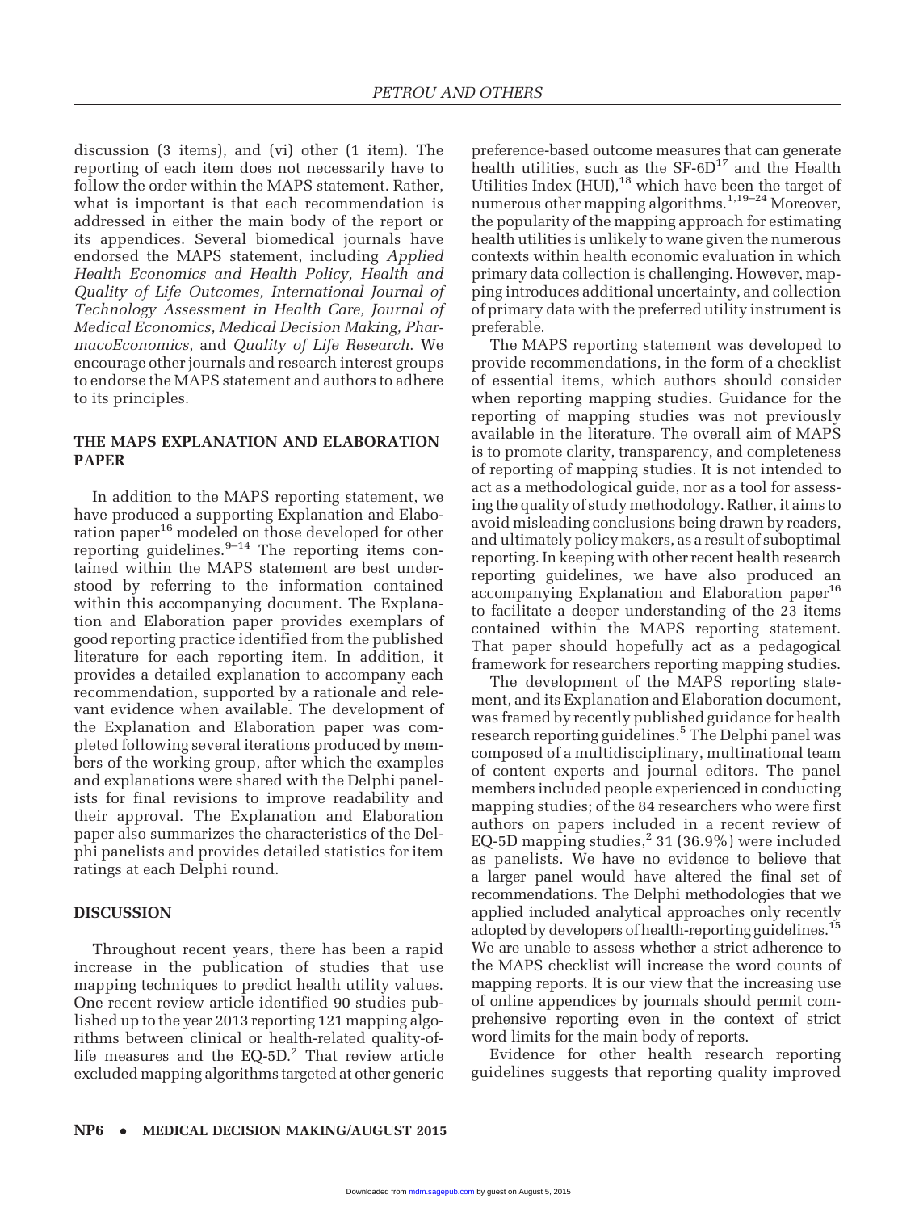discussion (3 items), and (vi) other (1 item). The reporting of each item does not necessarily have to follow the order within the MAPS statement. Rather, what is important is that each recommendation is addressed in either the main body of the report or its appendices. Several biomedical journals have endorsed the MAPS statement, including *Applied Health Economics and Health Policy, Health and Quality of Life Outcomes, International Journal of Technology Assessment in Health Care, Journal of Medical Economics, Medical Decision Making, PharmacoEconomics*, and *Quality of Life Research*. We encourage other journals and research interest groups to endorse the MAPS statement and authors to adhere to its principles.

## THE MAPS EXPLANATION AND ELABORATION PAPER

In addition to the MAPS reporting statement, we have produced a supporting Explanation and Elaboration paper[16] modeled on those developed for other reporting guidelines.[9–14] The reporting items contained within the MAPS statement are best understood by referring to the information contained within this accompanying document. The Explanation and Elaboration paper provides exemplars of good reporting practice identified from the published literature for each reporting item. In addition, it provides a detailed explanation to accompany each recommendation, supported by a rationale and relevant evidence when available. The development of the Explanation and Elaboration paper was completed following several iterations produced by members of the working group, after which the examples and explanations were shared with the Delphi panelists for final revisions to improve readability and their approval. The Explanation and Elaboration paper also summarizes the characteristics of the Delphi panelists and provides detailed statistics for item ratings at each Delphi round.

## DISCUSSION

Throughout recent years, there has been a rapid increase in the publication of studies that use mapping techniques to predict health utility values. One recent review article identified 90 studies published up to the year 2013 reporting 121 mapping algorithms between clinical or health-related quality-of-life measures and the EQ-5D.[2] That review article excluded mapping algorithms targeted at other generic preference-based outcome measures that can generate health utilities, such as the SF-6D[17] and the Health Utilities Index (HUI),[18] which have been the target of numerous other mapping algorithms.[1,19–24] Moreover, the popularity of the mapping approach for estimating health utilities is unlikely to wane given the numerous contexts within health economic evaluation in which primary data collection is challenging. However, mapping introduces additional uncertainty, and collection of primary data with the preferred utility instrument is preferable.

The MAPS reporting statement was developed to provide recommendations, in the form of a checklist of essential items, which authors should consider when reporting mapping studies. Guidance for the reporting of mapping studies was not previously available in the literature. The overall aim of MAPS is to promote clarity, transparency, and completeness of reporting of mapping studies. It is not intended to act as a methodological guide, nor as a tool for assessing the quality of study methodology. Rather, it aims to avoid misleading conclusions being drawn by readers, and ultimately policy makers, as a result of suboptimal reporting. In keeping with other recent health research reporting guidelines, we have also produced an accompanying Explanation and Elaboration paper[16] to facilitate a deeper understanding of the 23 items contained within the MAPS reporting statement. That paper should hopefully act as a pedagogical framework for researchers reporting mapping studies.

The development of the MAPS reporting statement, and its Explanation and Elaboration document, was framed by recently published guidance for health research reporting guidelines.[5] The Delphi panel was composed of a multidisciplinary, multinational team of content experts and journal editors. The panel members included people experienced in conducting mapping studies; of the 84 researchers who were first authors on papers included in a recent review of EQ-5D mapping studies,[2] 31 (36.9%) were included as panelists. We have no evidence to believe that a larger panel would have altered the final set of recommendations. The Delphi methodologies that we applied included analytical approaches only recently adopted by developers of health-reporting guidelines.[15] We are unable to assess whether a strict adherence to the MAPS checklist will increase the word counts of mapping reports. It is our view that the increasing use of online appendices by journals should permit comprehensive reporting even in the context of strict word limits for the main body of reports.

Evidence for other health research reporting guidelines suggests that reporting quality improved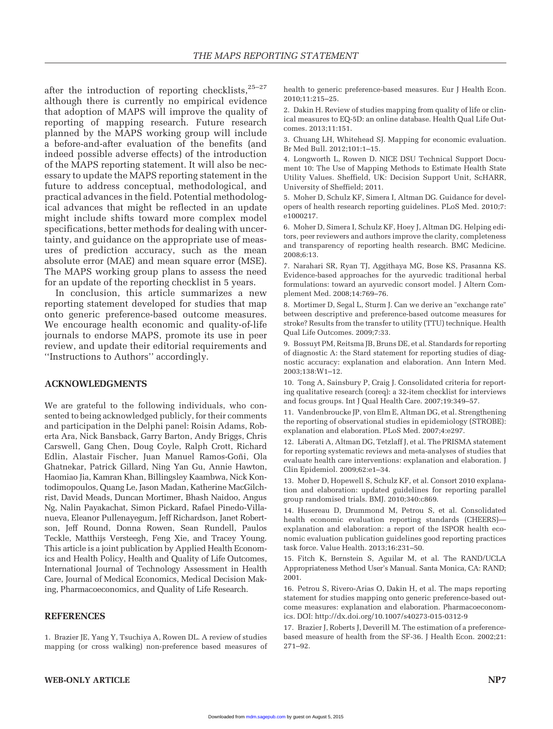after the introduction of reporting checklists,[25–27] although there is currently no empirical evidence that adoption of MAPS will improve the quality of reporting of mapping research. Future research planned by the MAPS working group will include a before-and-after evaluation of the benefits (and indeed possible adverse effects) of the introduction of the MAPS reporting statement. It will also be necessary to update the MAPS reporting statement in the future to address conceptual, methodological, and practical advances in the field. Potential methodological advances that might be reflected in an update might include shifts toward more complex model specifications, better methods for dealing with uncertainty, and guidance on the appropriate use of measures of prediction accuracy, such as the mean absolute error (MAE) and mean square error (MSE). The MAPS working group plans to assess the need for an update of the reporting checklist in 5 years.

In conclusion, this article summarizes a new reporting statement developed for studies that map onto generic preference-based outcome measures. We encourage health economic and quality-of-life journals to endorse MAPS, promote its use in peer review, and update their editorial requirements and ''Instructions to Authors'' accordingly.

## ACKNOWLEDGMENTS

We are grateful to the following individuals, who consented to being acknowledged publicly, for their comments and participation in the Delphi panel: Roisin Adams, Roberta Ara, Nick Bansback, Garry Barton, Andy Briggs, Chris Carswell, Gang Chen, Doug Coyle, Ralph Crott, Richard Edlin, Alastair Fischer, Juan Manuel Ramos-Goñi, Ola Ghatnekar, Patrick Gillard, Ning Yan Gu, Annie Hawton, Haomiao Jia, Kamran Khan, Billingsley Kaambwa, Nick Kontodimopoulos, Quang Le, Jason Madan, Katherine MacGilchrist, David Meads, Duncan Mortimer, Bhash Naidoo, Angus Ng, Nalin Payakachat, Simon Pickard, Rafael Pinedo-Villanueva, Eleanor Pullenayegum, Jeff Richardson, Janet Robertson, Jeff Round, Donna Rowen, Sean Rundell, Paulos Teckle, Matthijs Versteegh, Feng Xie, and Tracey Young. This article is a joint publication by Applied Health Economics and Health Policy, Health and Quality of Life Outcomes, International Journal of Technology Assessment in Health Care, Journal of Medical Economics, Medical Decision Making, Pharmacoeconomics, and Quality of Life Research.

## REFERENCES

1. Brazier JE, Yang Y, Tsuchiya A, Rowen DL. A review of studies mapping (or cross walking) non-preference based measures of health to generic preference-based measures. Eur J Health Econ. 2010;11:215–25.

2. Dakin H. Review of studies mapping from quality of life or clinical measures to EQ-5D: an online database. Health Qual Life Outcomes. 2013;11:151.

3. Chuang LH, Whitehead SJ. Mapping for economic evaluation. Br Med Bull. 2012;101:1–15.

4. Longworth L, Rowen D. NICE DSU Technical Support Document 10: The Use of Mapping Methods to Estimate Health State Utility Values. Sheffield, UK: Decision Support Unit, ScHARR, University of Sheffield; 2011.

5. Moher D, Schulz KF, Simera I, Altman DG. Guidance for developers of health research reporting guidelines. PLoS Med. 2010;7:e1000217.

6. Moher D, Simera I, Schulz KF, Hoey J, Altman DG. Helping editors, peer reviewers and authors improve the clarity, completeness and transparency of reporting health research. BMC Medicine. 2008;6:13.

7. Narahari SR, Ryan TJ, Aggithaya MG, Bose KS, Prasanna KS. Evidence-based approaches for the ayurvedic traditional herbal formulations: toward an ayurvedic consort model. J Altern Complement Med. 2008;14:769–76.

8. Mortimer D, Segal L, Sturm J. Can we derive an "exchange rate" between descriptive and preference-based outcome measures for stroke? Results from the transfer to utility (TTU) technique. Health Qual Life Outcomes. 2009;7:33.

9. Bossuyt PM, Reitsma JB, Bruns DE, et al. Standards for reporting of diagnostic A: the Stard statement for reporting studies of diagnostic accuracy: explanation and elaboration. Ann Intern Med. 2003;138:W1–12.

10. Tong A, Sainsbury P, Craig J. Consolidated criteria for reporting qualitative research (coreq): a 32-item checklist for interviews and focus groups. Int J Qual Health Care. 2007;19:349–57.

11. Vandenbroucke JP, von Elm E, Altman DG, et al. Strengthening the reporting of observational studies in epidemiology (STROBE): explanation and elaboration. PLoS Med. 2007;4:e297.

12. Liberati A, Altman DG, Tetzlaff J, et al. The PRISMA statement for reporting systematic reviews and meta-analyses of studies that evaluate health care interventions: explanation and elaboration. J Clin Epidemiol. 2009;62:e1–34.

13. Moher D, Hopewell S, Schulz KF, et al. Consort 2010 explanation and elaboration: updated guidelines for reporting parallel group randomised trials. BMJ. 2010;340:c869.

14. Husereau D, Drummond M, Petrou S, et al. Consolidated health economic evaluation reporting standards (CHEERS)—explanation and elaboration: a report of the ISPOR health economic evaluation publication guidelines good reporting practices task force. Value Health. 2013;16:231–50.

15. Fitch K, Bernstein S, Aguilar M, et al. The RAND/UCLA Appropriateness Method User's Manual. Santa Monica, CA: RAND; 2001.

16. Petrou S, Rivero-Arias O, Dakin H, et al. The maps reporting statement for studies mapping onto generic preference-based outcome measures: explanation and elaboration. Pharmacoeconomics. DOI: http://dx.doi.org/10.1007/s40273-015-0312-9

17. Brazier J, Roberts J, Deverill M. The estimation of a preference-based measure of health from the SF-36. J Health Econ. 2002;21:271–92.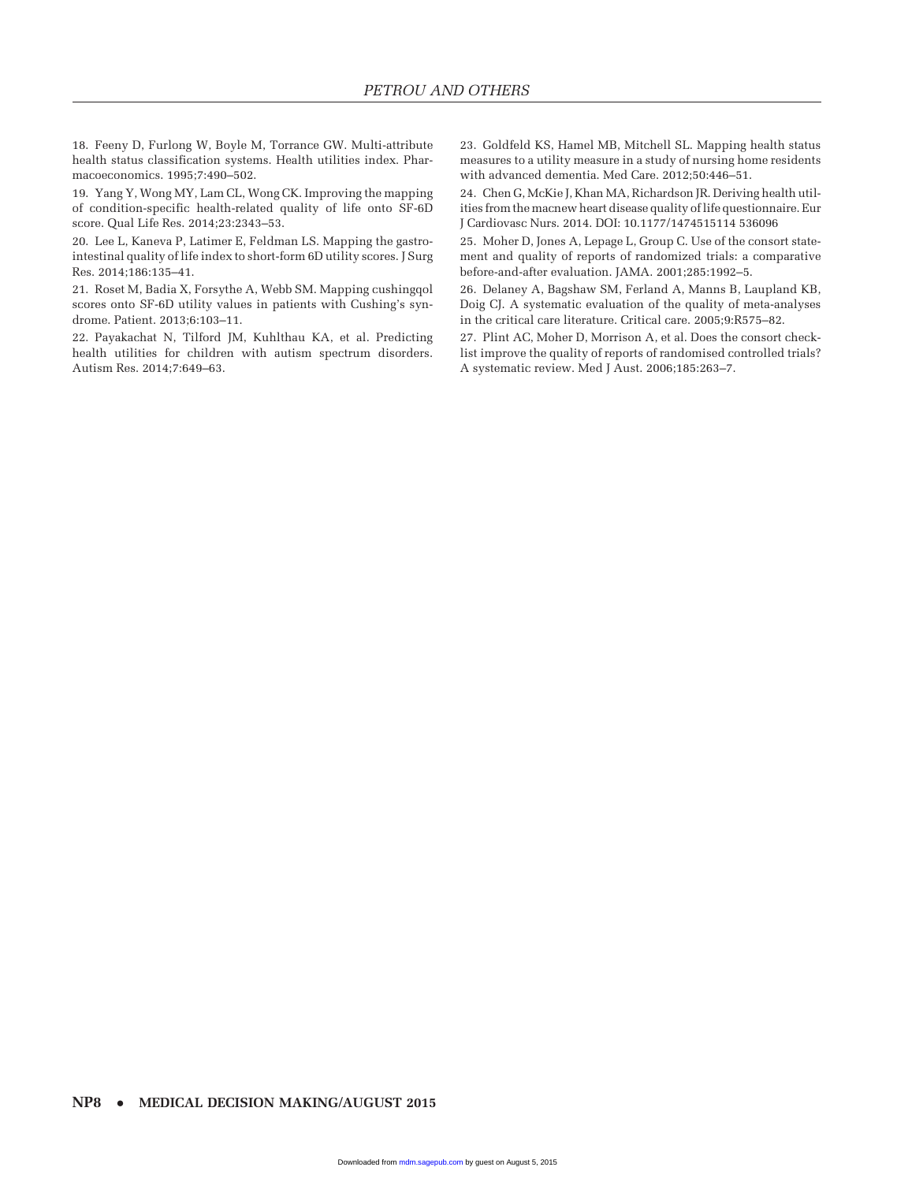18. Feeny D, Furlong W, Boyle M, Torrance GW. Multi-attribute health status classification systems. Health utilities index. Pharmacoeconomics. 1995;7:490–502.

19. Yang Y, Wong MY, Lam CL, Wong CK. Improving the mapping of condition-specific health-related quality of life onto SF-6D score. Qual Life Res. 2014;23:2343–53.

20. Lee L, Kaneva P, Latimer E, Feldman LS. Mapping the gastrointestinal quality of life index to short-form 6D utility scores. J Surg Res. 2014;186:135–41.

21. Roset M, Badia X, Forsythe A, Webb SM. Mapping cushingqol scores onto SF-6D utility values in patients with Cushing's syndrome. Patient. 2013;6:103–11.

22. Payakachat N, Tilford JM, Kuhlthau KA, et al. Predicting health utilities for children with autism spectrum disorders. Autism Res. 2014;7:649–63.

23. Goldfeld KS, Hamel MB, Mitchell SL. Mapping health status measures to a utility measure in a study of nursing home residents with advanced dementia. Med Care. 2012;50:446–51.

24. Chen G, McKie J, Khan MA, Richardson JR. Deriving health utilities from the macnew heart disease quality of life questionnaire. Eur J Cardiovasc Nurs. 2014. DOI: 10.1177/1474515114 536096

25. Moher D, Jones A, Lepage L, Group C. Use of the consort statement and quality of reports of randomized trials: a comparative before-and-after evaluation. JAMA. 2001;285:1992–5.

26. Delaney A, Bagshaw SM, Ferland A, Manns B, Laupland KB, Doig CJ. A systematic evaluation of the quality of meta-analyses in the critical care literature. Critical care. 2005;9:R575–82.

27. Plint AC, Moher D, Morrison A, et al. Does the consort checklist improve the quality of reports of randomised controlled trials? A systematic review. Med J Aust. 2006;185:263–7.